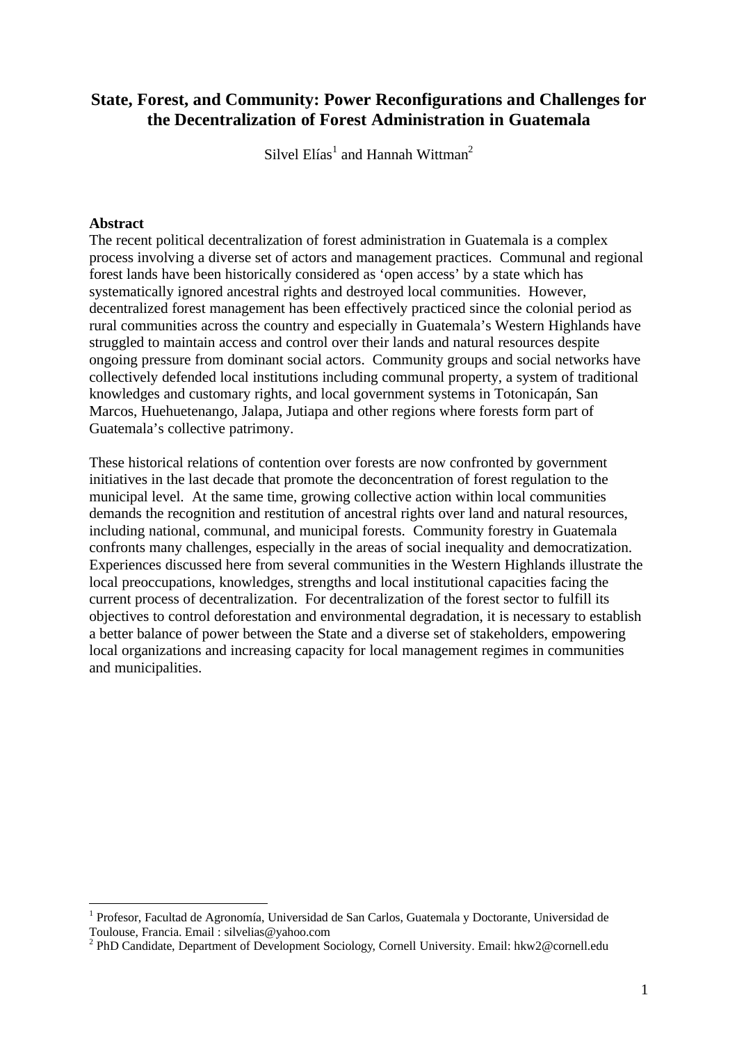# State, Forest, and Community: Power Reconfigurations and Challenges for the Decentralization of Forest Administration in Guatemala

Silvel Elías[1] and Hannah Wittman[2]

**Abstract**

The recent political decentralization of forest administration in Guatemala is a complex process involving a diverse set of actors and management practices. Communal and regional forest lands have been historically considered as 'open access' by a state which has systematically ignored ancestral rights and destroyed local communities. However, decentralized forest management has been effectively practiced since the colonial period as rural communities across the country and especially in Guatemala's Western Highlands have struggled to maintain access and control over their lands and natural resources despite ongoing pressure from dominant social actors. Community groups and social networks have collectively defended local institutions including communal property, a system of traditional knowledges and customary rights, and local government systems in Totonicapán, San Marcos, Huehuetenango, Jalapa, Jutiapa and other regions where forests form part of Guatemala's collective patrimony.

These historical relations of contention over forests are now confronted by government initiatives in the last decade that promote the deconcentration of forest regulation to the municipal level. At the same time, growing collective action within local communities demands the recognition and restitution of ancestral rights over land and natural resources, including national, communal, and municipal forests. Community forestry in Guatemala confronts many challenges, especially in the areas of social inequality and democratization. Experiences discussed here from several communities in the Western Highlands illustrate the local preoccupations, knowledges, strengths and local institutional capacities facing the current process of decentralization. For decentralization of the forest sector to fulfill its objectives to control deforestation and environmental degradation, it is necessary to establish a better balance of power between the State and a diverse set of stakeholders, empowering local organizations and increasing capacity for local management regimes in communities and municipalities.

---

[1] Profesor, Facultad de Agronomía, Universidad de San Carlos, Guatemala y Doctorante, Universidad de Toulouse, Francia. Email : silvelias@yahoo.com

[2] PhD Candidate, Department of Development Sociology, Cornell University. Email: hkw2@cornell.edu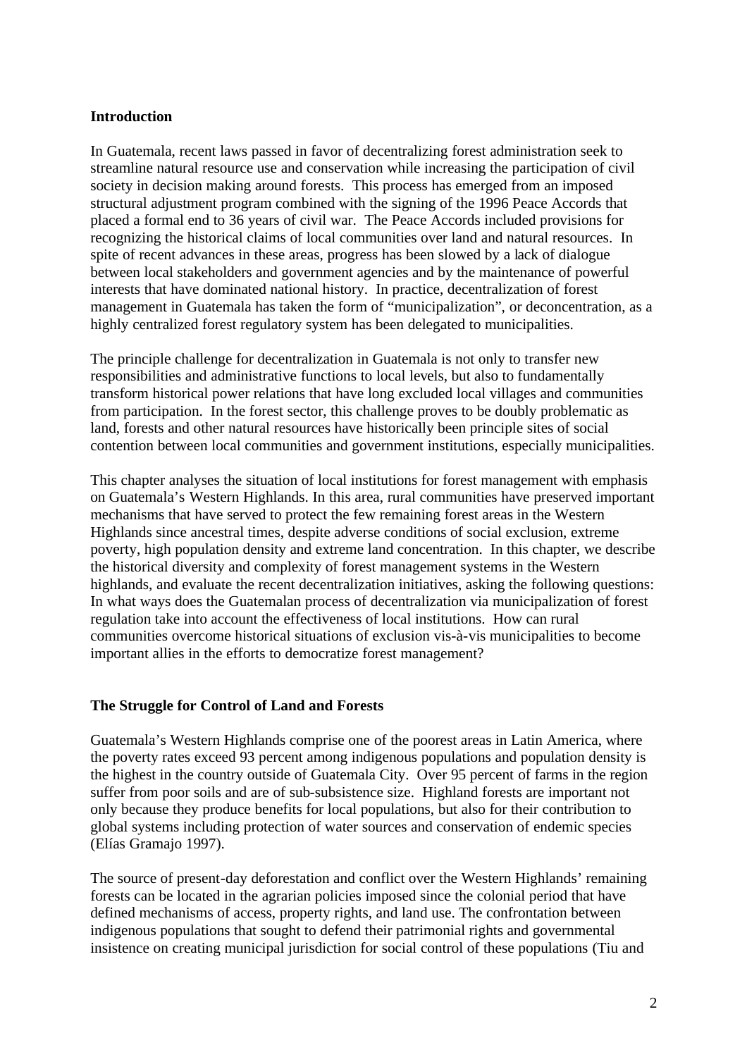## Introduction

In Guatemala, recent laws passed in favor of decentralizing forest administration seek to streamline natural resource use and conservation while increasing the participation of civil society in decision making around forests. This process has emerged from an imposed structural adjustment program combined with the signing of the 1996 Peace Accords that placed a formal end to 36 years of civil war. The Peace Accords included provisions for recognizing the historical claims of local communities over land and natural resources. In spite of recent advances in these areas, progress has been slowed by a lack of dialogue between local stakeholders and government agencies and by the maintenance of powerful interests that have dominated national history. In practice, decentralization of forest management in Guatemala has taken the form of "municipalization", or deconcentration, as a highly centralized forest regulatory system has been delegated to municipalities.

The principle challenge for decentralization in Guatemala is not only to transfer new responsibilities and administrative functions to local levels, but also to fundamentally transform historical power relations that have long excluded local villages and communities from participation. In the forest sector, this challenge proves to be doubly problematic as land, forests and other natural resources have historically been principle sites of social contention between local communities and government institutions, especially municipalities.

This chapter analyses the situation of local institutions for forest management with emphasis on Guatemala's Western Highlands. In this area, rural communities have preserved important mechanisms that have served to protect the few remaining forest areas in the Western Highlands since ancestral times, despite adverse conditions of social exclusion, extreme poverty, high population density and extreme land concentration. In this chapter, we describe the historical diversity and complexity of forest management systems in the Western highlands, and evaluate the recent decentralization initiatives, asking the following questions: In what ways does the Guatemalan process of decentralization via municipalization of forest regulation take into account the effectiveness of local institutions. How can rural communities overcome historical situations of exclusion vis-à-vis municipalities to become important allies in the efforts to democratize forest management?

## The Struggle for Control of Land and Forests

Guatemala's Western Highlands comprise one of the poorest areas in Latin America, where the poverty rates exceed 93 percent among indigenous populations and population density is the highest in the country outside of Guatemala City. Over 95 percent of farms in the region suffer from poor soils and are of sub-subsistence size. Highland forests are important not only because they produce benefits for local populations, but also for their contribution to global systems including protection of water sources and conservation of endemic species (Elías Gramajo 1997).

The source of present-day deforestation and conflict over the Western Highlands' remaining forests can be located in the agrarian policies imposed since the colonial period that have defined mechanisms of access, property rights, and land use. The confrontation between indigenous populations that sought to defend their patrimonial rights and governmental insistence on creating municipal jurisdiction for social control of these populations (Tiu and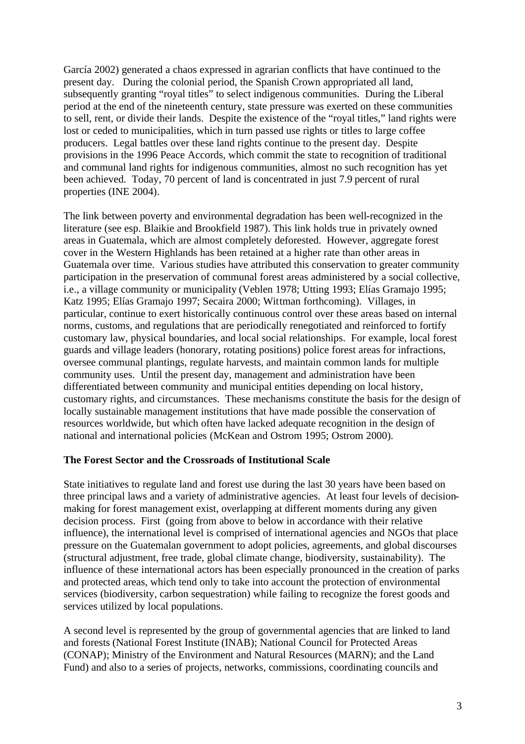García 2002) generated a chaos expressed in agrarian conflicts that have continued to the present day. During the colonial period, the Spanish Crown appropriated all land, subsequently granting "royal titles" to select indigenous communities. During the Liberal period at the end of the nineteenth century, state pressure was exerted on these communities to sell, rent, or divide their lands. Despite the existence of the "royal titles," land rights were lost or ceded to municipalities, which in turn passed use rights or titles to large coffee producers. Legal battles over these land rights continue to the present day. Despite provisions in the 1996 Peace Accords, which commit the state to recognition of traditional and communal land rights for indigenous communities, almost no such recognition has yet been achieved. Today, 70 percent of land is concentrated in just 7.9 percent of rural properties (INE 2004).

The link between poverty and environmental degradation has been well-recognized in the literature (see esp. Blaikie and Brookfield 1987). This link holds true in privately owned areas in Guatemala, which are almost completely deforested. However, aggregate forest cover in the Western Highlands has been retained at a higher rate than other areas in Guatemala over time. Various studies have attributed this conservation to greater community participation in the preservation of communal forest areas administered by a social collective, i.e., a village community or municipality (Veblen 1978; Utting 1993; Elías Gramajo 1995; Katz 1995; Elías Gramajo 1997; Secaira 2000; Wittman forthcoming). Villages, in particular, continue to exert historically continuous control over these areas based on internal norms, customs, and regulations that are periodically renegotiated and reinforced to fortify customary law, physical boundaries, and local social relationships. For example, local forest guards and village leaders (honorary, rotating positions) police forest areas for infractions, oversee communal plantings, regulate harvests, and maintain common lands for multiple community uses. Until the present day, management and administration have been differentiated between community and municipal entities depending on local history, customary rights, and circumstances. These mechanisms constitute the basis for the design of locally sustainable management institutions that have made possible the conservation of resources worldwide, but which often have lacked adequate recognition in the design of national and international policies (McKean and Ostrom 1995; Ostrom 2000).

**The Forest Sector and the Crossroads of Institutional Scale**

State initiatives to regulate land and forest use during the last 30 years have been based on three principal laws and a variety of administrative agencies. At least four levels of decision-making for forest management exist, overlapping at different moments during any given decision process. First (going from above to below in accordance with their relative influence), the international level is comprised of international agencies and NGOs that place pressure on the Guatemalan government to adopt policies, agreements, and global discourses (structural adjustment, free trade, global climate change, biodiversity, sustainability). The influence of these international actors has been especially pronounced in the creation of parks and protected areas, which tend only to take into account the protection of environmental services (biodiversity, carbon sequestration) while failing to recognize the forest goods and services utilized by local populations.

A second level is represented by the group of governmental agencies that are linked to land and forests (National Forest Institute (INAB); National Council for Protected Areas (CONAP); Ministry of the Environment and Natural Resources (MARN); and the Land Fund) and also to a series of projects, networks, commissions, coordinating councils and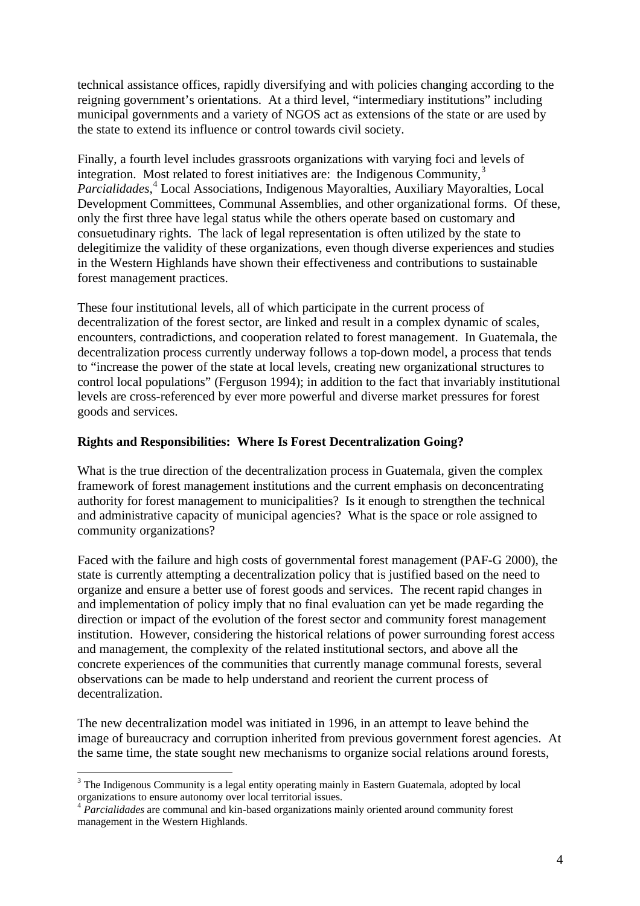technical assistance offices, rapidly diversifying and with policies changing according to the reigning government's orientations. At a third level, "intermediary institutions" including municipal governments and a variety of NGOS act as extensions of the state or are used by the state to extend its influence or control towards civil society.

Finally, a fourth level includes grassroots organizations with varying foci and levels of integration. Most related to forest initiatives are: the Indigenous Community,[3] *Parcialidades*,[4] Local Associations, Indigenous Mayoralties, Auxiliary Mayoralties, Local Development Committees, Communal Assemblies, and other organizational forms. Of these, only the first three have legal status while the others operate based on customary and consuetudinary rights. The lack of legal representation is often utilized by the state to delegitimize the validity of these organizations, even though diverse experiences and studies in the Western Highlands have shown their effectiveness and contributions to sustainable forest management practices.

These four institutional levels, all of which participate in the current process of decentralization of the forest sector, are linked and result in a complex dynamic of scales, encounters, contradictions, and cooperation related to forest management. In Guatemala, the decentralization process currently underway follows a top-down model, a process that tends to "increase the power of the state at local levels, creating new organizational structures to control local populations" (Ferguson 1994); in addition to the fact that invariably institutional levels are cross-referenced by ever more powerful and diverse market pressures for forest goods and services.

**Rights and Responsibilities: Where Is Forest Decentralization Going?**

What is the true direction of the decentralization process in Guatemala, given the complex framework of forest management institutions and the current emphasis on deconcentrating authority for forest management to municipalities? Is it enough to strengthen the technical and administrative capacity of municipal agencies? What is the space or role assigned to community organizations?

Faced with the failure and high costs of governmental forest management (PAF-G 2000), the state is currently attempting a decentralization policy that is justified based on the need to organize and ensure a better use of forest goods and services. The recent rapid changes in and implementation of policy imply that no final evaluation can yet be made regarding the direction or impact of the evolution of the forest sector and community forest management institution. However, considering the historical relations of power surrounding forest access and management, the complexity of the related institutional sectors, and above all the concrete experiences of the communities that currently manage communal forests, several observations can be made to help understand and reorient the current process of decentralization.

The new decentralization model was initiated in 1996, in an attempt to leave behind the image of bureaucracy and corruption inherited from previous government forest agencies. At the same time, the state sought new mechanisms to organize social relations around forests,

[3] The Indigenous Community is a legal entity operating mainly in Eastern Guatemala, adopted by local organizations to ensure autonomy over local territorial issues.

[4] *Parcialidades* are communal and kin-based organizations mainly oriented around community forest management in the Western Highlands.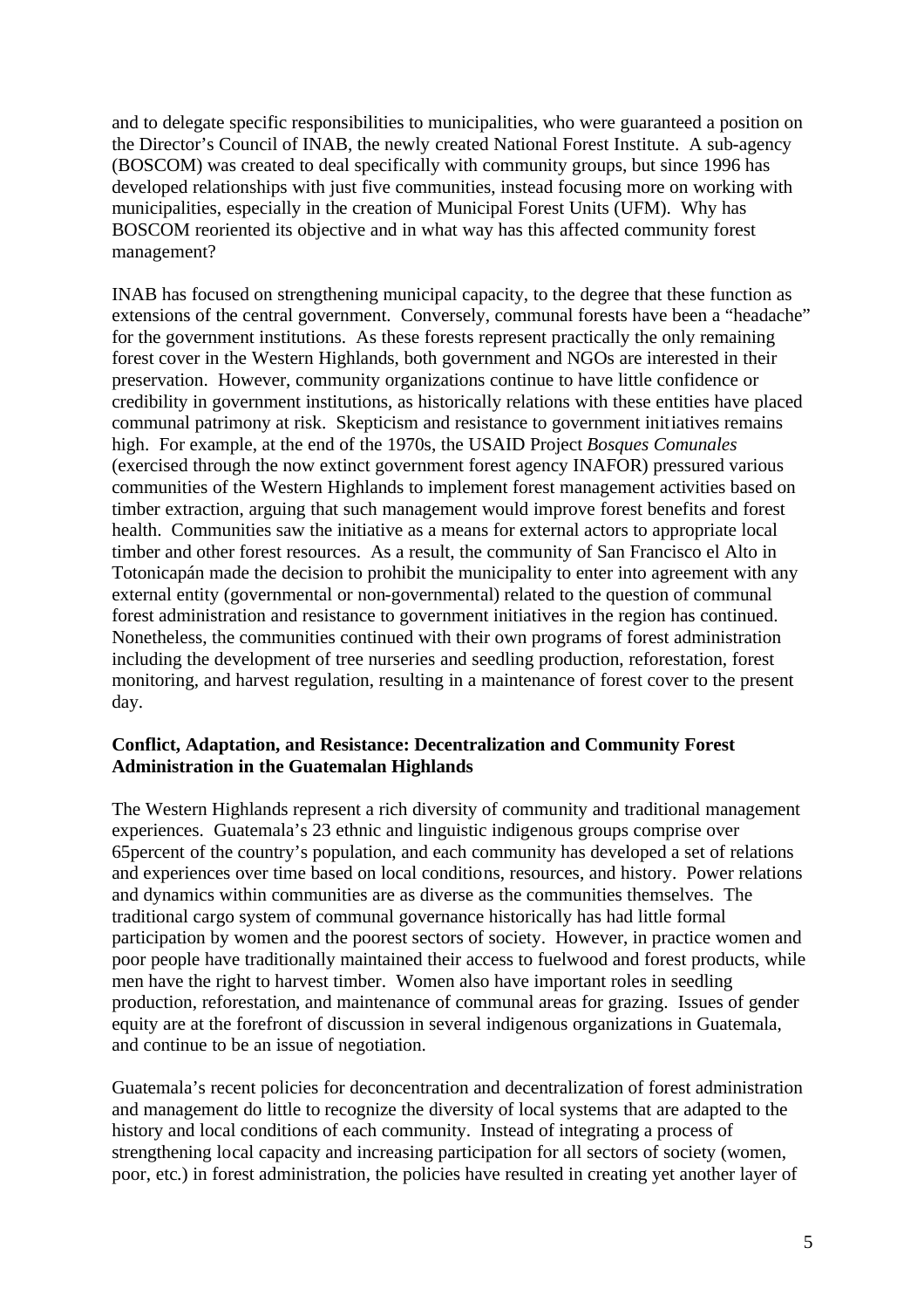and to delegate specific responsibilities to municipalities, who were guaranteed a position on the Director's Council of INAB, the newly created National Forest Institute. A sub-agency (BOSCOM) was created to deal specifically with community groups, but since 1996 has developed relationships with just five communities, instead focusing more on working with municipalities, especially in the creation of Municipal Forest Units (UFM). Why has BOSCOM reoriented its objective and in what way has this affected community forest management?

INAB has focused on strengthening municipal capacity, to the degree that these function as extensions of the central government. Conversely, communal forests have been a "headache" for the government institutions. As these forests represent practically the only remaining forest cover in the Western Highlands, both government and NGOs are interested in their preservation. However, community organizations continue to have little confidence or credibility in government institutions, as historically relations with these entities have placed communal patrimony at risk. Skepticism and resistance to government initiatives remains high. For example, at the end of the 1970s, the USAID Project *Bosques Comunales* (exercised through the now extinct government forest agency INAFOR) pressured various communities of the Western Highlands to implement forest management activities based on timber extraction, arguing that such management would improve forest benefits and forest health. Communities saw the initiative as a means for external actors to appropriate local timber and other forest resources. As a result, the community of San Francisco el Alto in Totonicapán made the decision to prohibit the municipality to enter into agreement with any external entity (governmental or non-governmental) related to the question of communal forest administration and resistance to government initiatives in the region has continued. Nonetheless, the communities continued with their own programs of forest administration including the development of tree nurseries and seedling production, reforestation, forest monitoring, and harvest regulation, resulting in a maintenance of forest cover to the present day.

**Conflict, Adaptation, and Resistance: Decentralization and Community Forest Administration in the Guatemalan Highlands**

The Western Highlands represent a rich diversity of community and traditional management experiences. Guatemala's 23 ethnic and linguistic indigenous groups comprise over 65percent of the country's population, and each community has developed a set of relations and experiences over time based on local conditions, resources, and history. Power relations and dynamics within communities are as diverse as the communities themselves. The traditional cargo system of communal governance historically has had little formal participation by women and the poorest sectors of society. However, in practice women and poor people have traditionally maintained their access to fuelwood and forest products, while men have the right to harvest timber. Women also have important roles in seedling production, reforestation, and maintenance of communal areas for grazing. Issues of gender equity are at the forefront of discussion in several indigenous organizations in Guatemala, and continue to be an issue of negotiation.

Guatemala's recent policies for deconcentration and decentralization of forest administration and management do little to recognize the diversity of local systems that are adapted to the history and local conditions of each community. Instead of integrating a process of strengthening local capacity and increasing participation for all sectors of society (women, poor, etc.) in forest administration, the policies have resulted in creating yet another layer of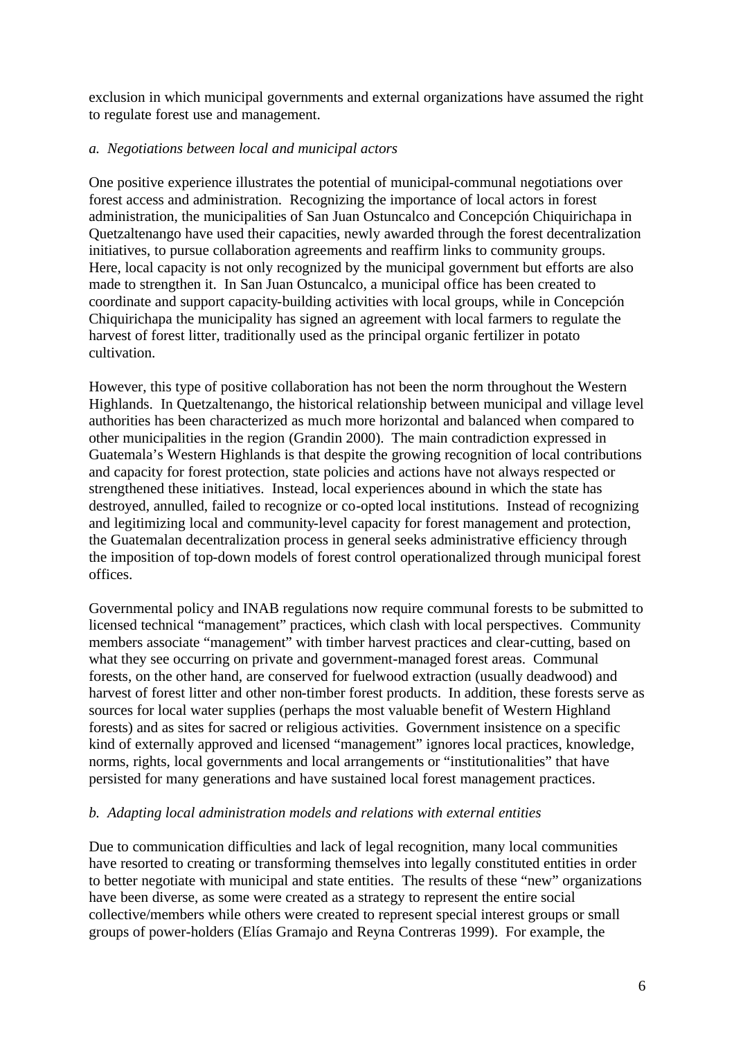exclusion in which municipal governments and external organizations have assumed the right to regulate forest use and management.

*a. Negotiations between local and municipal actors*

One positive experience illustrates the potential of municipal-communal negotiations over forest access and administration. Recognizing the importance of local actors in forest administration, the municipalities of San Juan Ostuncalco and Concepción Chiquirichapa in Quetzaltenango have used their capacities, newly awarded through the forest decentralization initiatives, to pursue collaboration agreements and reaffirm links to community groups. Here, local capacity is not only recognized by the municipal government but efforts are also made to strengthen it. In San Juan Ostuncalco, a municipal office has been created to coordinate and support capacity-building activities with local groups, while in Concepción Chiquirichapa the municipality has signed an agreement with local farmers to regulate the harvest of forest litter, traditionally used as the principal organic fertilizer in potato cultivation.

However, this type of positive collaboration has not been the norm throughout the Western Highlands. In Quetzaltenango, the historical relationship between municipal and village level authorities has been characterized as much more horizontal and balanced when compared to other municipalities in the region (Grandin 2000). The main contradiction expressed in Guatemala's Western Highlands is that despite the growing recognition of local contributions and capacity for forest protection, state policies and actions have not always respected or strengthened these initiatives. Instead, local experiences abound in which the state has destroyed, annulled, failed to recognize or co-opted local institutions. Instead of recognizing and legitimizing local and community-level capacity for forest management and protection, the Guatemalan decentralization process in general seeks administrative efficiency through the imposition of top-down models of forest control operationalized through municipal forest offices.

Governmental policy and INAB regulations now require communal forests to be submitted to licensed technical "management" practices, which clash with local perspectives. Community members associate "management" with timber harvest practices and clear-cutting, based on what they see occurring on private and government-managed forest areas. Communal forests, on the other hand, are conserved for fuelwood extraction (usually deadwood) and harvest of forest litter and other non-timber forest products. In addition, these forests serve as sources for local water supplies (perhaps the most valuable benefit of Western Highland forests) and as sites for sacred or religious activities. Government insistence on a specific kind of externally approved and licensed "management" ignores local practices, knowledge, norms, rights, local governments and local arrangements or "institutionalities" that have persisted for many generations and have sustained local forest management practices.

*b. Adapting local administration models and relations with external entities*

Due to communication difficulties and lack of legal recognition, many local communities have resorted to creating or transforming themselves into legally constituted entities in order to better negotiate with municipal and state entities. The results of these "new" organizations have been diverse, as some were created as a strategy to represent the entire social collective/members while others were created to represent special interest groups or small groups of power-holders (Elías Gramajo and Reyna Contreras 1999). For example, the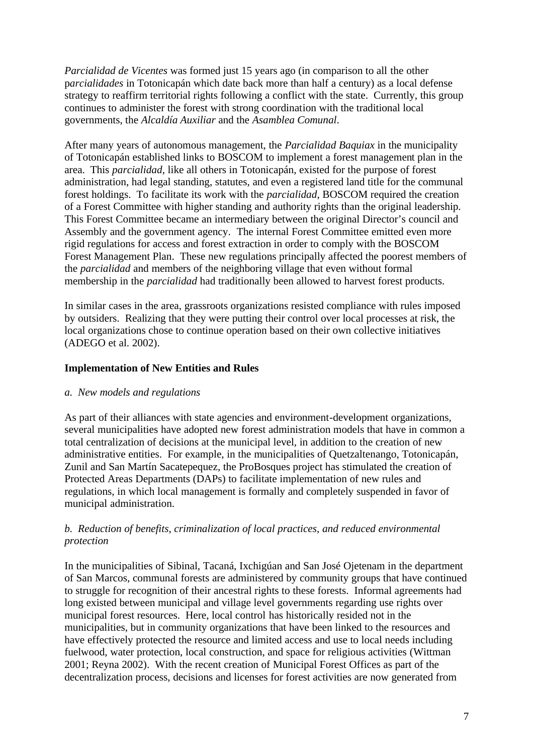*Parcialidad de Vicentes* was formed just 15 years ago (in comparison to all the other p*arcialidades* in Totonicapán which date back more than half a century) as a local defense strategy to reaffirm territorial rights following a conflict with the state. Currently, this group continues to administer the forest with strong coordination with the traditional local governments, the *Alcaldía Auxiliar* and the *Asamblea Comunal*.

After many years of autonomous management, the *Parcialidad Baquiax* in the municipality of Totonicapán established links to BOSCOM to implement a forest management plan in the area. This *parcialidad*, like all others in Totonicapán, existed for the purpose of forest administration, had legal standing, statutes, and even a registered land title for the communal forest holdings. To facilitate its work with the *parcialidad*, BOSCOM required the creation of a Forest Committee with higher standing and authority rights than the original leadership. This Forest Committee became an intermediary between the original Director's council and Assembly and the government agency. The internal Forest Committee emitted even more rigid regulations for access and forest extraction in order to comply with the BOSCOM Forest Management Plan. These new regulations principally affected the poorest members of the *parcialidad* and members of the neighboring village that even without formal membership in the *parcialidad* had traditionally been allowed to harvest forest products.

In similar cases in the area, grassroots organizations resisted compliance with rules imposed by outsiders. Realizing that they were putting their control over local processes at risk, the local organizations chose to continue operation based on their own collective initiatives (ADEGO et al. 2002).

**Implementation of New Entities and Rules**

*a. New models and regulations*

As part of their alliances with state agencies and environment-development organizations, several municipalities have adopted new forest administration models that have in common a total centralization of decisions at the municipal level, in addition to the creation of new administrative entities. For example, in the municipalities of Quetzaltenango, Totonicapán, Zunil and San Martín Sacatepequez, the ProBosques project has stimulated the creation of Protected Areas Departments (DAPs) to facilitate implementation of new rules and regulations, in which local management is formally and completely suspended in favor of municipal administration.

*b. Reduction of benefits, criminalization of local practices, and reduced environmental protection*

In the municipalities of Sibinal, Tacaná, Ixchigúan and San José Ojetenam in the department of San Marcos, communal forests are administered by community groups that have continued to struggle for recognition of their ancestral rights to these forests. Informal agreements had long existed between municipal and village level governments regarding use rights over municipal forest resources. Here, local control has historically resided not in the municipalities, but in community organizations that have been linked to the resources and have effectively protected the resource and limited access and use to local needs including fuelwood, water protection, local construction, and space for religious activities (Wittman 2001; Reyna 2002). With the recent creation of Municipal Forest Offices as part of the decentralization process, decisions and licenses for forest activities are now generated from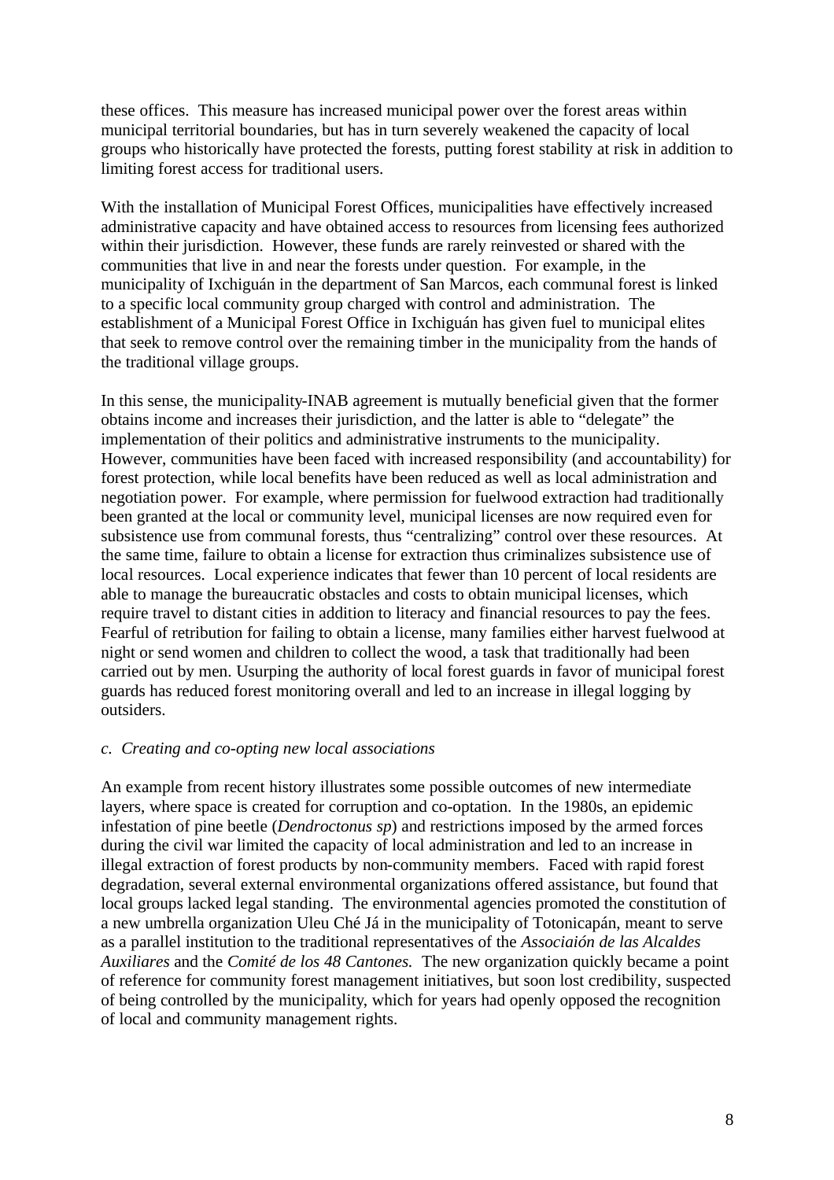these offices. This measure has increased municipal power over the forest areas within municipal territorial boundaries, but has in turn severely weakened the capacity of local groups who historically have protected the forests, putting forest stability at risk in addition to limiting forest access for traditional users.

With the installation of Municipal Forest Offices, municipalities have effectively increased administrative capacity and have obtained access to resources from licensing fees authorized within their jurisdiction. However, these funds are rarely reinvested or shared with the communities that live in and near the forests under question. For example, in the municipality of Ixchiguán in the department of San Marcos, each communal forest is linked to a specific local community group charged with control and administration. The establishment of a Municipal Forest Office in Ixchiguán has given fuel to municipal elites that seek to remove control over the remaining timber in the municipality from the hands of the traditional village groups.

In this sense, the municipality-INAB agreement is mutually beneficial given that the former obtains income and increases their jurisdiction, and the latter is able to "delegate" the implementation of their politics and administrative instruments to the municipality. However, communities have been faced with increased responsibility (and accountability) for forest protection, while local benefits have been reduced as well as local administration and negotiation power. For example, where permission for fuelwood extraction had traditionally been granted at the local or community level, municipal licenses are now required even for subsistence use from communal forests, thus "centralizing" control over these resources. At the same time, failure to obtain a license for extraction thus criminalizes subsistence use of local resources. Local experience indicates that fewer than 10 percent of local residents are able to manage the bureaucratic obstacles and costs to obtain municipal licenses, which require travel to distant cities in addition to literacy and financial resources to pay the fees. Fearful of retribution for failing to obtain a license, many families either harvest fuelwood at night or send women and children to collect the wood, a task that traditionally had been carried out by men. Usurping the authority of local forest guards in favor of municipal forest guards has reduced forest monitoring overall and led to an increase in illegal logging by outsiders.

*c. Creating and co-opting new local associations*

An example from recent history illustrates some possible outcomes of new intermediate layers, where space is created for corruption and co-optation. In the 1980s, an epidemic infestation of pine beetle (*Dendroctonus sp*) and restrictions imposed by the armed forces during the civil war limited the capacity of local administration and led to an increase in illegal extraction of forest products by non-community members. Faced with rapid forest degradation, several external environmental organizations offered assistance, but found that local groups lacked legal standing. The environmental agencies promoted the constitution of a new umbrella organization Uleu Ché Já in the municipality of Totonicapán, meant to serve as a parallel institution to the traditional representatives of the *Associaión de las Alcaldes Auxiliares* and the *Comité de los 48 Cantones.* The new organization quickly became a point of reference for community forest management initiatives, but soon lost credibility, suspected of being controlled by the municipality, which for years had openly opposed the recognition of local and community management rights.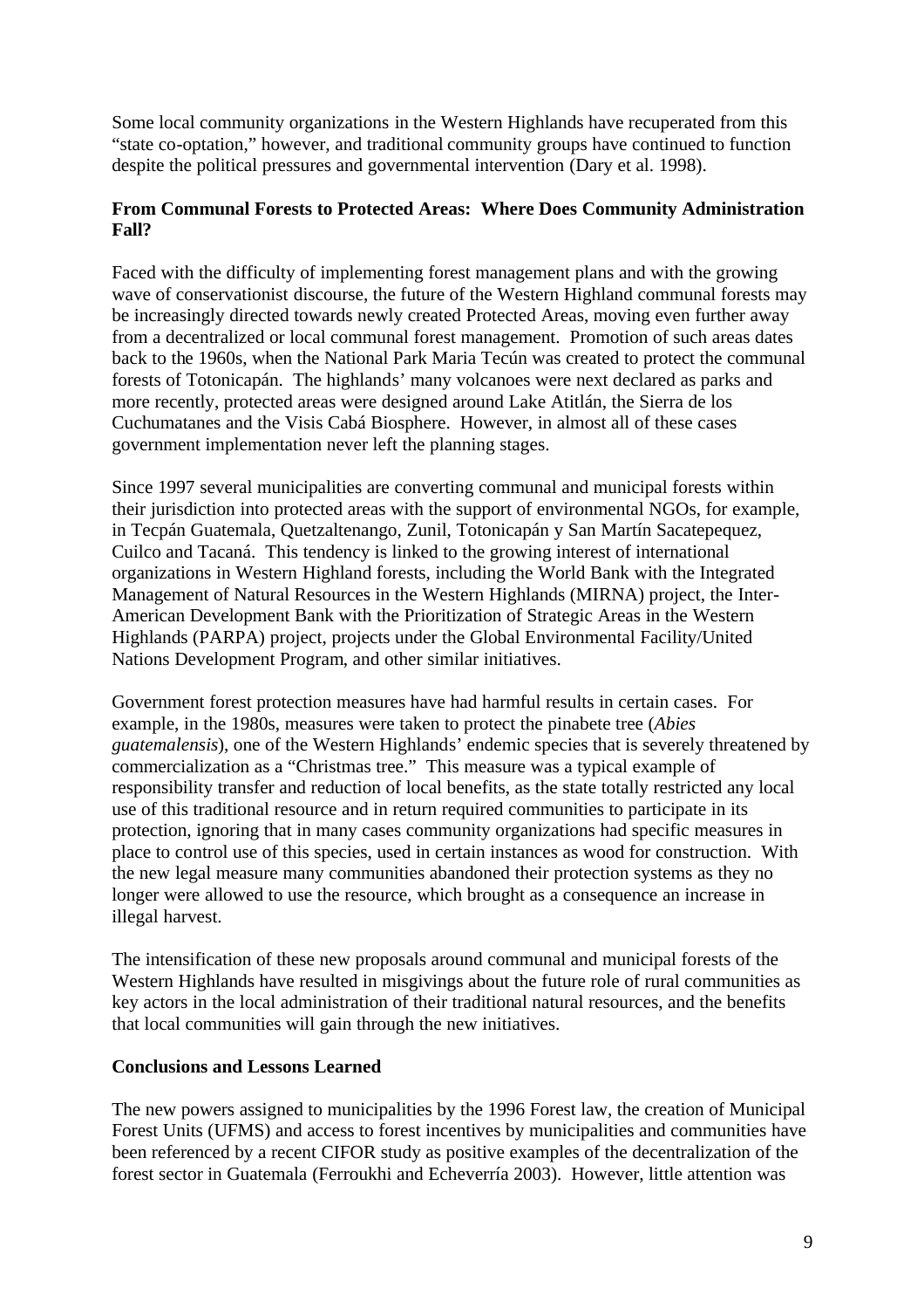Some local community organizations in the Western Highlands have recuperated from this "state co-optation," however, and traditional community groups have continued to function despite the political pressures and governmental intervention (Dary et al. 1998).

**From Communal Forests to Protected Areas: Where Does Community Administration Fall?**

Faced with the difficulty of implementing forest management plans and with the growing wave of conservationist discourse, the future of the Western Highland communal forests may be increasingly directed towards newly created Protected Areas, moving even further away from a decentralized or local communal forest management. Promotion of such areas dates back to the 1960s, when the National Park Maria Tecún was created to protect the communal forests of Totonicapán. The highlands' many volcanoes were next declared as parks and more recently, protected areas were designed around Lake Atitlán, the Sierra de los Cuchumatanes and the Visis Cabá Biosphere. However, in almost all of these cases government implementation never left the planning stages.

Since 1997 several municipalities are converting communal and municipal forests within their jurisdiction into protected areas with the support of environmental NGOs, for example, in Tecpán Guatemala, Quetzaltenango, Zunil, Totonicapán y San Martín Sacatepequez, Cuilco and Tacaná. This tendency is linked to the growing interest of international organizations in Western Highland forests, including the World Bank with the Integrated Management of Natural Resources in the Western Highlands (MIRNA) project, the Inter-American Development Bank with the Prioritization of Strategic Areas in the Western Highlands (PARPA) project, projects under the Global Environmental Facility/United Nations Development Program, and other similar initiatives.

Government forest protection measures have had harmful results in certain cases. For example, in the 1980s, measures were taken to protect the pinabete tree (*Abies guatemalensis*), one of the Western Highlands' endemic species that is severely threatened by commercialization as a "Christmas tree." This measure was a typical example of responsibility transfer and reduction of local benefits, as the state totally restricted any local use of this traditional resource and in return required communities to participate in its protection, ignoring that in many cases community organizations had specific measures in place to control use of this species, used in certain instances as wood for construction. With the new legal measure many communities abandoned their protection systems as they no longer were allowed to use the resource, which brought as a consequence an increase in illegal harvest.

The intensification of these new proposals around communal and municipal forests of the Western Highlands have resulted in misgivings about the future role of rural communities as key actors in the local administration of their traditional natural resources, and the benefits that local communities will gain through the new initiatives.

**Conclusions and Lessons Learned**

The new powers assigned to municipalities by the 1996 Forest law, the creation of Municipal Forest Units (UFMS) and access to forest incentives by municipalities and communities have been referenced by a recent CIFOR study as positive examples of the decentralization of the forest sector in Guatemala (Ferroukhi and Echeverría 2003). However, little attention was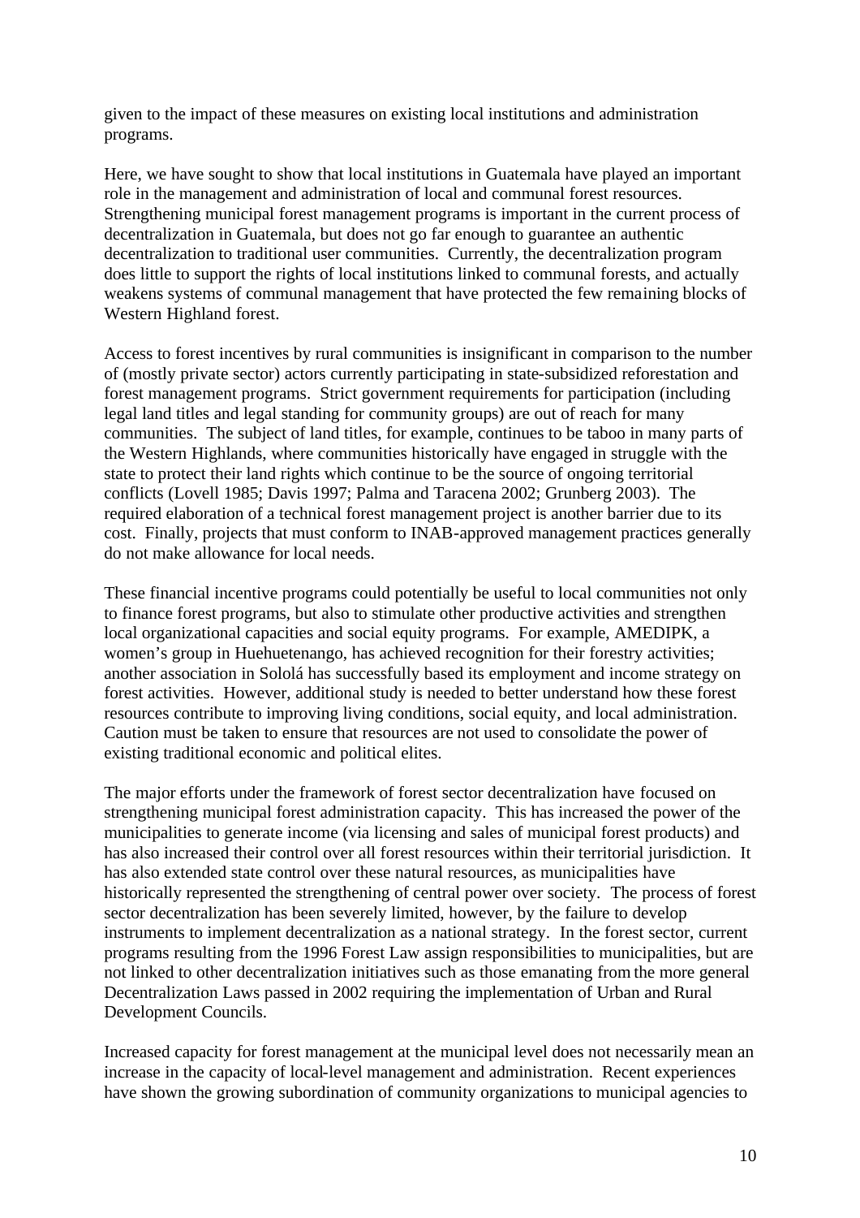given to the impact of these measures on existing local institutions and administration programs.

Here, we have sought to show that local institutions in Guatemala have played an important role in the management and administration of local and communal forest resources. Strengthening municipal forest management programs is important in the current process of decentralization in Guatemala, but does not go far enough to guarantee an authentic decentralization to traditional user communities. Currently, the decentralization program does little to support the rights of local institutions linked to communal forests, and actually weakens systems of communal management that have protected the few remaining blocks of Western Highland forest.

Access to forest incentives by rural communities is insignificant in comparison to the number of (mostly private sector) actors currently participating in state-subsidized reforestation and forest management programs. Strict government requirements for participation (including legal land titles and legal standing for community groups) are out of reach for many communities. The subject of land titles, for example, continues to be taboo in many parts of the Western Highlands, where communities historically have engaged in struggle with the state to protect their land rights which continue to be the source of ongoing territorial conflicts (Lovell 1985; Davis 1997; Palma and Taracena 2002; Grunberg 2003). The required elaboration of a technical forest management project is another barrier due to its cost. Finally, projects that must conform to INAB-approved management practices generally do not make allowance for local needs.

These financial incentive programs could potentially be useful to local communities not only to finance forest programs, but also to stimulate other productive activities and strengthen local organizational capacities and social equity programs. For example, AMEDIPK, a women's group in Huehuetenango, has achieved recognition for their forestry activities; another association in Sololá has successfully based its employment and income strategy on forest activities. However, additional study is needed to better understand how these forest resources contribute to improving living conditions, social equity, and local administration. Caution must be taken to ensure that resources are not used to consolidate the power of existing traditional economic and political elites.

The major efforts under the framework of forest sector decentralization have focused on strengthening municipal forest administration capacity. This has increased the power of the municipalities to generate income (via licensing and sales of municipal forest products) and has also increased their control over all forest resources within their territorial jurisdiction. It has also extended state control over these natural resources, as municipalities have historically represented the strengthening of central power over society. The process of forest sector decentralization has been severely limited, however, by the failure to develop instruments to implement decentralization as a national strategy. In the forest sector, current programs resulting from the 1996 Forest Law assign responsibilities to municipalities, but are not linked to other decentralization initiatives such as those emanating from the more general Decentralization Laws passed in 2002 requiring the implementation of Urban and Rural Development Councils.

Increased capacity for forest management at the municipal level does not necessarily mean an increase in the capacity of local-level management and administration. Recent experiences have shown the growing subordination of community organizations to municipal agencies to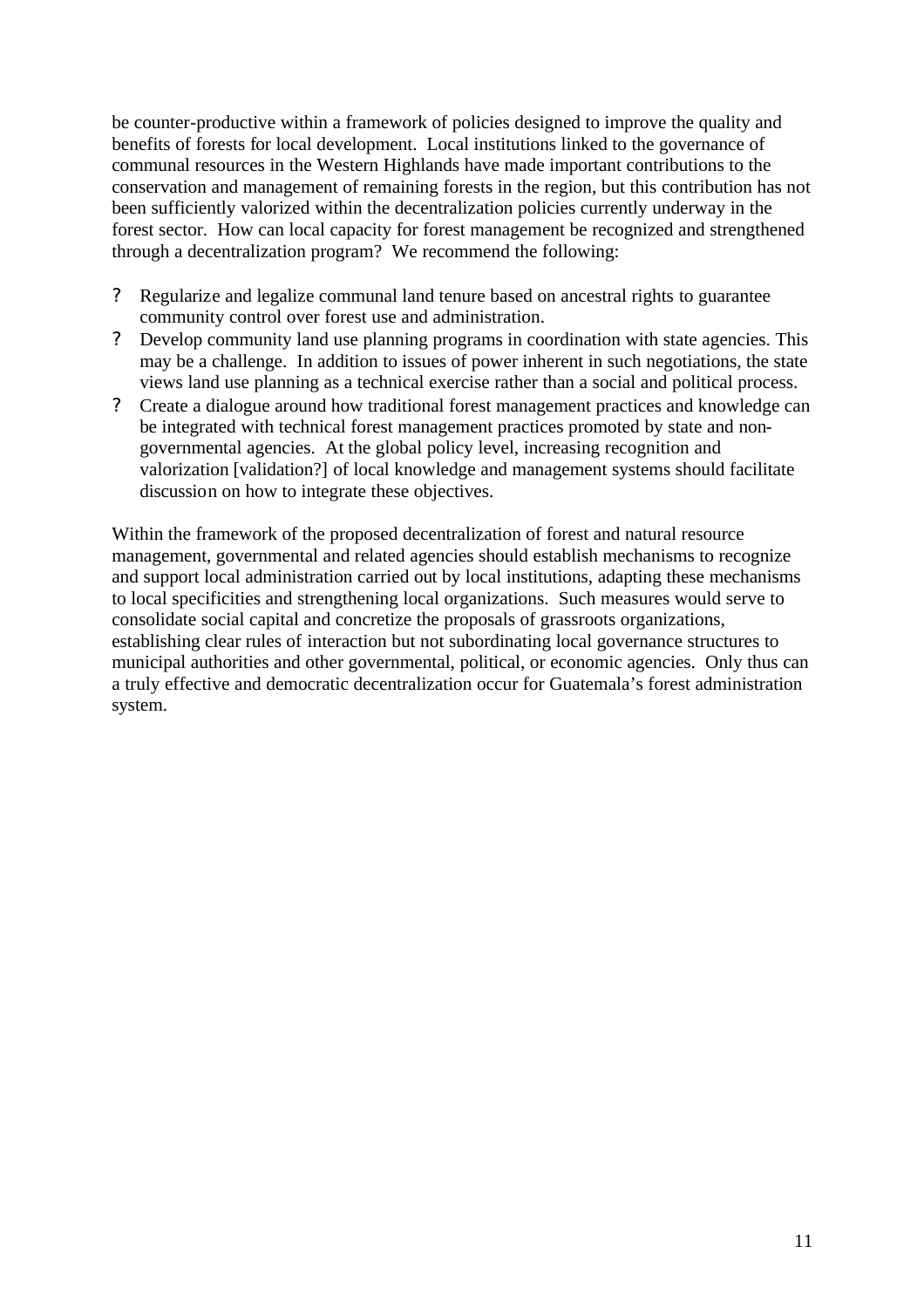be counter-productive within a framework of policies designed to improve the quality and benefits of forests for local development. Local institutions linked to the governance of communal resources in the Western Highlands have made important contributions to the conservation and management of remaining forests in the region, but this contribution has not been sufficiently valorized within the decentralization policies currently underway in the forest sector. How can local capacity for forest management be recognized and strengthened through a decentralization program? We recommend the following:

- Regularize and legalize communal land tenure based on ancestral rights to guarantee community control over forest use and administration.
- Develop community land use planning programs in coordination with state agencies. This may be a challenge. In addition to issues of power inherent in such negotiations, the state views land use planning as a technical exercise rather than a social and political process.
- Create a dialogue around how traditional forest management practices and knowledge can be integrated with technical forest management practices promoted by state and non-governmental agencies. At the global policy level, increasing recognition and valorization [validation?] of local knowledge and management systems should facilitate discussion on how to integrate these objectives.

Within the framework of the proposed decentralization of forest and natural resource management, governmental and related agencies should establish mechanisms to recognize and support local administration carried out by local institutions, adapting these mechanisms to local specificities and strengthening local organizations. Such measures would serve to consolidate social capital and concretize the proposals of grassroots organizations, establishing clear rules of interaction but not subordinating local governance structures to municipal authorities and other governmental, political, or economic agencies. Only thus can a truly effective and democratic decentralization occur for Guatemala's forest administration system.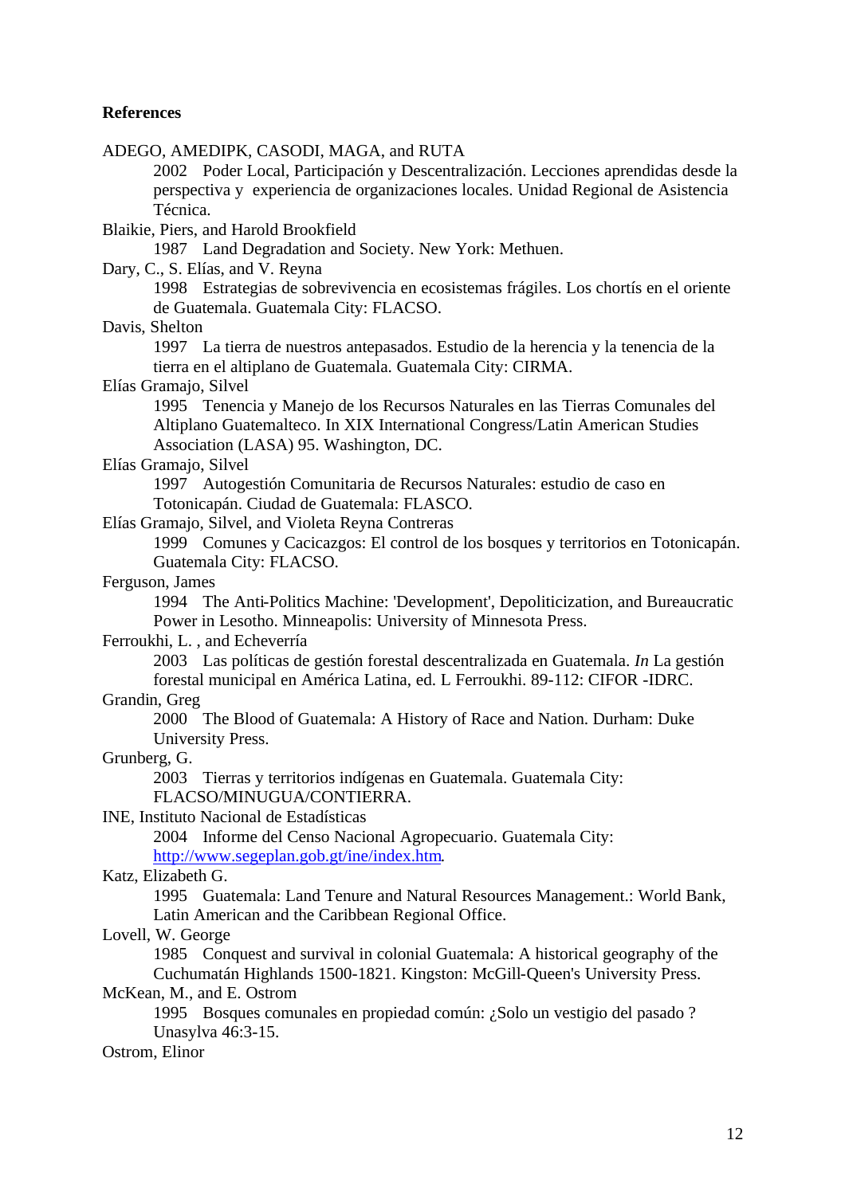**References**

ADEGO, AMEDIPK, CASODI, MAGA, and RUTA
: 2002 Poder Local, Participación y Descentralización. Lecciones aprendidas desde la perspectiva y experiencia de organizaciones locales. Unidad Regional de Asistencia Técnica.

Blaikie, Piers, and Harold Brookfield
: 1987 Land Degradation and Society. New York: Methuen.

Dary, C., S. Elías, and V. Reyna
: 1998 Estrategias de sobrevivencia en ecosistemas frágiles. Los chortís en el oriente de Guatemala. Guatemala City: FLACSO.

Davis, Shelton
: 1997 La tierra de nuestros antepasados. Estudio de la herencia y la tenencia de la tierra en el altiplano de Guatemala. Guatemala City: CIRMA.

Elías Gramajo, Silvel
: 1995 Tenencia y Manejo de los Recursos Naturales en las Tierras Comunales del Altiplano Guatemalteco. In XIX International Congress/Latin American Studies Association (LASA) 95. Washington, DC.

Elías Gramajo, Silvel
: 1997 Autogestión Comunitaria de Recursos Naturales: estudio de caso en Totonicapán. Ciudad de Guatemala: FLASCO.

Elías Gramajo, Silvel, and Violeta Reyna Contreras
: 1999 Comunes y Cacicazgos: El control de los bosques y territorios en Totonicapán. Guatemala City: FLACSO.

Ferguson, James
: 1994 The Anti-Politics Machine: 'Development', Depoliticization, and Bureaucratic Power in Lesotho. Minneapolis: University of Minnesota Press.

Ferroukhi, L. , and Echeverría
: 2003 Las políticas de gestión forestal descentralizada en Guatemala. *In* La gestión forestal municipal en América Latina, ed. L Ferroukhi. 89-112: CIFOR -IDRC.

Grandin, Greg
: 2000 The Blood of Guatemala: A History of Race and Nation. Durham: Duke University Press.

Grunberg, G.
: 2003 Tierras y territorios indígenas en Guatemala. Guatemala City: FLACSO/MINUGUA/CONTIERRA.

INE, Instituto Nacional de Estadísticas
: 2004 Informe del Censo Nacional Agropecuario. Guatemala City: http://www.segeplan.gob.gt/ine/index.htm.

Katz, Elizabeth G.
: 1995 Guatemala: Land Tenure and Natural Resources Management.: World Bank, Latin American and the Caribbean Regional Office.

Lovell, W. George
: 1985 Conquest and survival in colonial Guatemala: A historical geography of the Cuchumatán Highlands 1500-1821. Kingston: McGill-Queen's University Press.

McKean, M., and E. Ostrom
: 1995 Bosques comunales en propiedad común: ¿Solo un vestigio del pasado ? Unasylva 46:3-15.

Ostrom, Elinor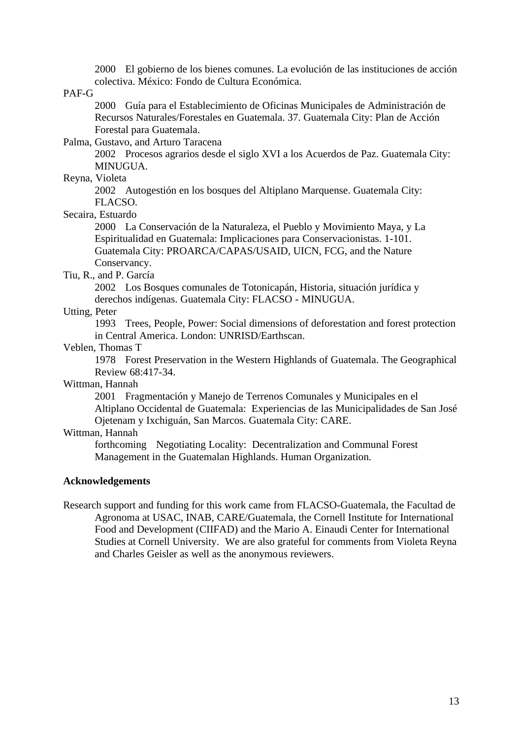2000 El gobierno de los bienes comunes. La evolución de las instituciones de acción colectiva. México: Fondo de Cultura Económica.

PAF-G
2000 Guía para el Establecimiento de Oficinas Municipales de Administración de Recursos Naturales/Forestales en Guatemala. 37. Guatemala City: Plan de Acción Forestal para Guatemala.

Palma, Gustavo, and Arturo Taracena
2002 Procesos agrarios desde el siglo XVI a los Acuerdos de Paz. Guatemala City: MINUGUA.

Reyna, Violeta
2002 Autogestión en los bosques del Altiplano Marquense. Guatemala City: FLACSO.

Secaira, Estuardo
2000 La Conservación de la Naturaleza, el Pueblo y Movimiento Maya, y La Espiritualidad en Guatemala: Implicaciones para Conservacionistas. 1-101. Guatemala City: PROARCA/CAPAS/USAID, UICN, FCG, and the Nature Conservancy.

Tiu, R., and P. García
2002 Los Bosques comunales de Totonicapán, Historia, situación jurídica y derechos indígenas. Guatemala City: FLACSO - MINUGUA.

Utting, Peter
1993 Trees, People, Power: Social dimensions of deforestation and forest protection in Central America. London: UNRISD/Earthscan.

Veblen, Thomas T
1978 Forest Preservation in the Western Highlands of Guatemala. The Geographical Review 68:417-34.

Wittman, Hannah
2001 Fragmentación y Manejo de Terrenos Comunales y Municipales en el Altiplano Occidental de Guatemala: Experiencias de las Municipalidades de San José Ojetenam y Ixchiguán, San Marcos. Guatemala City: CARE.

Wittman, Hannah
forthcoming Negotiating Locality: Decentralization and Communal Forest Management in the Guatemalan Highlands. Human Organization.

**Acknowledgements**

Research support and funding for this work came from FLACSO-Guatemala, the Facultad de Agronoma at USAC, INAB, CARE/Guatemala, the Cornell Institute for International Food and Development (CIIFAD) and the Mario A. Einaudi Center for International Studies at Cornell University. We are also grateful for comments from Violeta Reyna and Charles Geisler as well as the anonymous reviewers.